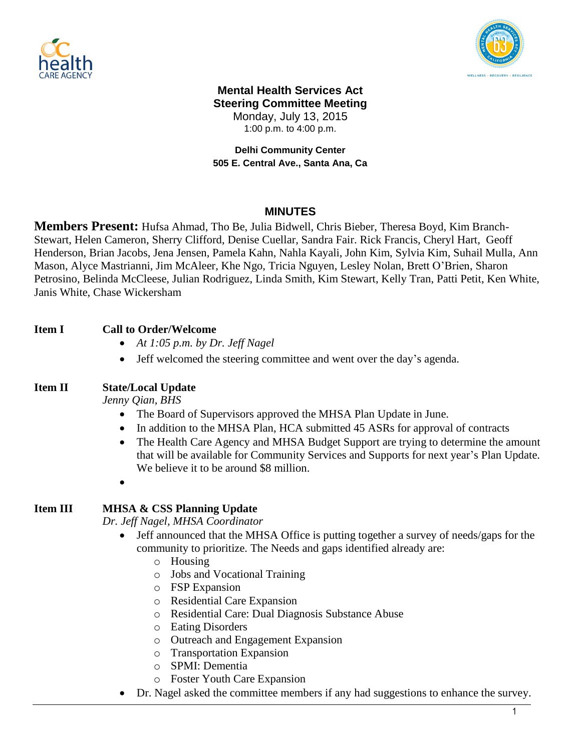**Mental Health Services Act**
**Steering Committee Meeting**
Monday, July 13, 2015
1:00 p.m. to 4:00 p.m.

**Delhi Community Center**
**505 E. Central Ave., Santa Ana, Ca**

## MINUTES

**Members Present:** Hufsa Ahmad, Tho Be, Julia Bidwell, Chris Bieber, Theresa Boyd, Kim Branch-Stewart, Helen Cameron, Sherry Clifford, Denise Cuellar, Sandra Fair. Rick Francis, Cheryl Hart, Geoff Henderson, Brian Jacobs, Jena Jensen, Pamela Kahn, Nahla Kayali, John Kim, Sylvia Kim, Suhail Mulla, Ann Mason, Alyce Mastrianni, Jim McAleer, Khe Ngo, Tricia Nguyen, Lesley Nolan, Brett O'Brien, Sharon Petrosino, Belinda McCleese, Julian Rodriguez, Linda Smith, Kim Stewart, Kelly Tran, Patti Petit, Ken White, Janis White, Chase Wickersham

**Item I** **Call to Order/Welcome**

- *At 1:05 p.m. by Dr. Jeff Nagel*
- Jeff welcomed the steering committee and went over the day's agenda.

**Item II** **State/Local Update**
*Jenny Qian, BHS*

- The Board of Supervisors approved the MHSA Plan Update in June.
- In addition to the MHSA Plan, HCA submitted 45 ASRs for approval of contracts
- The Health Care Agency and MHSA Budget Support are trying to determine the amount that will be available for Community Services and Supports for next year's Plan Update. We believe it to be around $8 million.
- 

**Item III** **MHSA & CSS Planning Update**
*Dr. Jeff Nagel, MHSA Coordinator*

- Jeff announced that the MHSA Office is putting together a survey of needs/gaps for the community to prioritize. The Needs and gaps identified already are:
  - Housing
  - Jobs and Vocational Training
  - FSP Expansion
  - Residential Care Expansion
  - Residential Care: Dual Diagnosis Substance Abuse
  - Eating Disorders
  - Outreach and Engagement Expansion
  - Transportation Expansion
  - SPMI: Dementia
  - Foster Youth Care Expansion
- Dr. Nagel asked the committee members if any had suggestions to enhance the survey.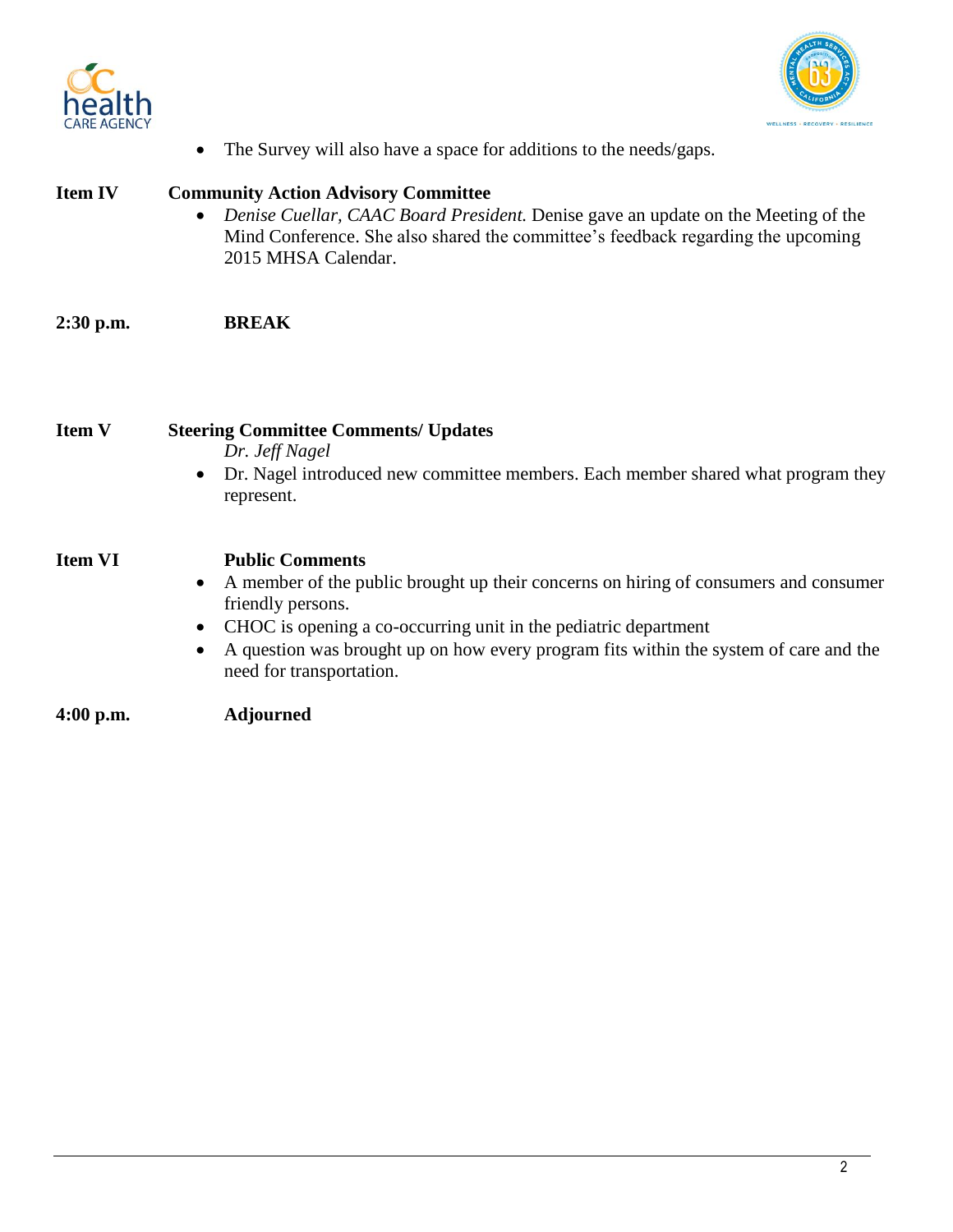- The Survey will also have a space for additions to the needs/gaps.

**Item IV** **Community Action Advisory Committee**

- *Denise Cuellar, CAAC Board President.* Denise gave an update on the Meeting of the Mind Conference. She also shared the committee's feedback regarding the upcoming 2015 MHSA Calendar.

**2:30 p.m.** **BREAK**

**Item V** **Steering Committee Comments/ Updates**

*Dr. Jeff Nagel*

- Dr. Nagel introduced new committee members. Each member shared what program they represent.

**Item VI** **Public Comments**

- A member of the public brought up their concerns on hiring of consumers and consumer friendly persons.
- CHOC is opening a co-occurring unit in the pediatric department
- A question was brought up on how every program fits within the system of care and the need for transportation.

**4:00 p.m.** **Adjourned**